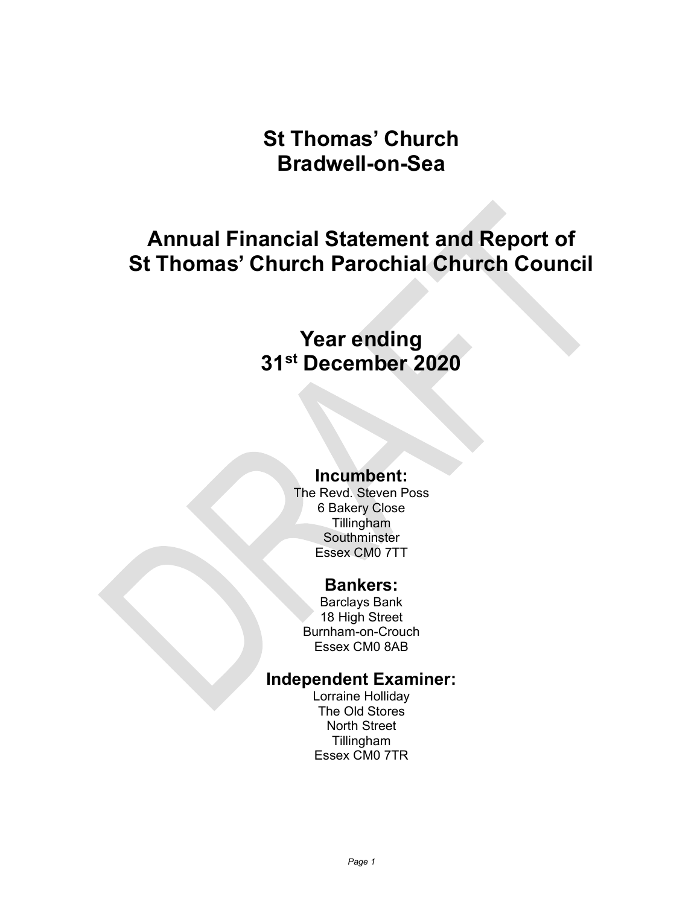# St Thomas' Church
# Bradwell-on-Sea

# Annual Financial Statement and Report of St Thomas' Church Parochial Church Council

# Year ending 31st December 2020

DRAFT

## Incumbent:

The Revd. Steven Poss
6 Bakery Close
Tillingham
Southminster
Essex CM0 7TT

## Bankers:

Barclays Bank
18 High Street
Burnham-on-Crouch
Essex CM0 8AB

## Independent Examiner:

Lorraine Holliday
The Old Stores
North Street
Tillingham
Essex CM0 7TR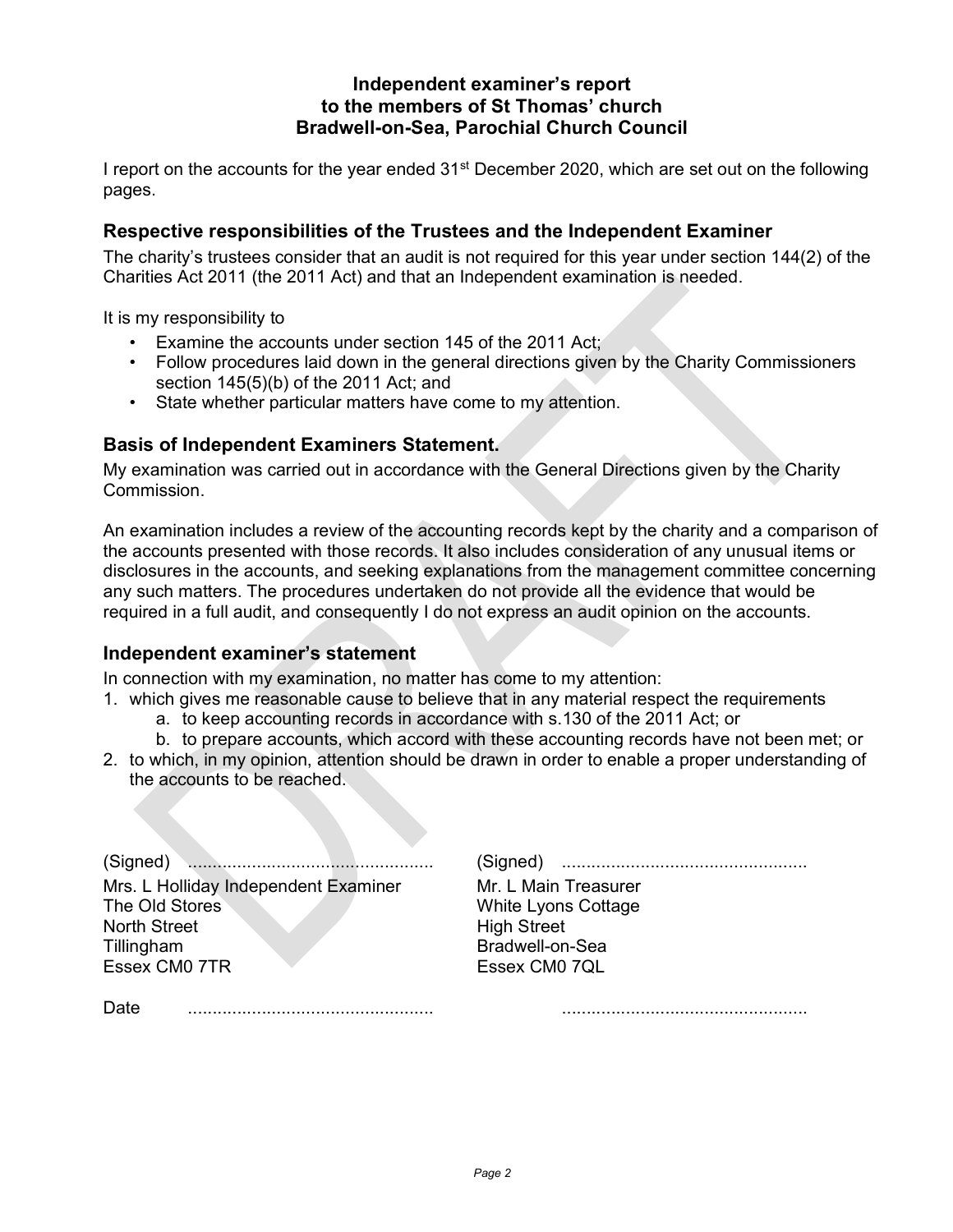# Independent examiner's report to the members of St Thomas' church Bradwell-on-Sea, Parochial Church Council

I report on the accounts for the year ended 31st December 2020, which are set out on the following pages.

## Respective responsibilities of the Trustees and the Independent Examiner

The charity's trustees consider that an audit is not required for this year under section 144(2) of the Charities Act 2011 (the 2011 Act) and that an Independent examination is needed.

It is my responsibility to

- Examine the accounts under section 145 of the 2011 Act;
- Follow procedures laid down in the general directions given by the Charity Commissioners section 145(5)(b) of the 2011 Act; and
- State whether particular matters have come to my attention.

## Basis of Independent Examiners Statement.

My examination was carried out in accordance with the General Directions given by the Charity Commission.

An examination includes a review of the accounting records kept by the charity and a comparison of the accounts presented with those records. It also includes consideration of any unusual items or disclosures in the accounts, and seeking explanations from the management committee concerning any such matters. The procedures undertaken do not provide all the evidence that would be required in a full audit, and consequently I do not express an audit opinion on the accounts.

## Independent examiner's statement

In connection with my examination, no matter has come to my attention:

1. which gives me reasonable cause to believe that in any material respect the requirements
   a. to keep accounting records in accordance with s.130 of the 2011 Act; or
   b. to prepare accounts, which accord with these accounting records have not been met; or
2. to which, in my opinion, attention should be drawn in order to enable a proper understanding of the accounts to be reached.

(Signed) .................................................

Mrs. L Holliday Independent Examiner
The Old Stores
North Street
Tillingham
Essex CM0 7TR

Date .................................................

(Signed) .................................................

Mr. L Main Treasurer
White Lyons Cottage
High Street
Bradwell-on-Sea
Essex CM0 7QL

.................................................

DRAFT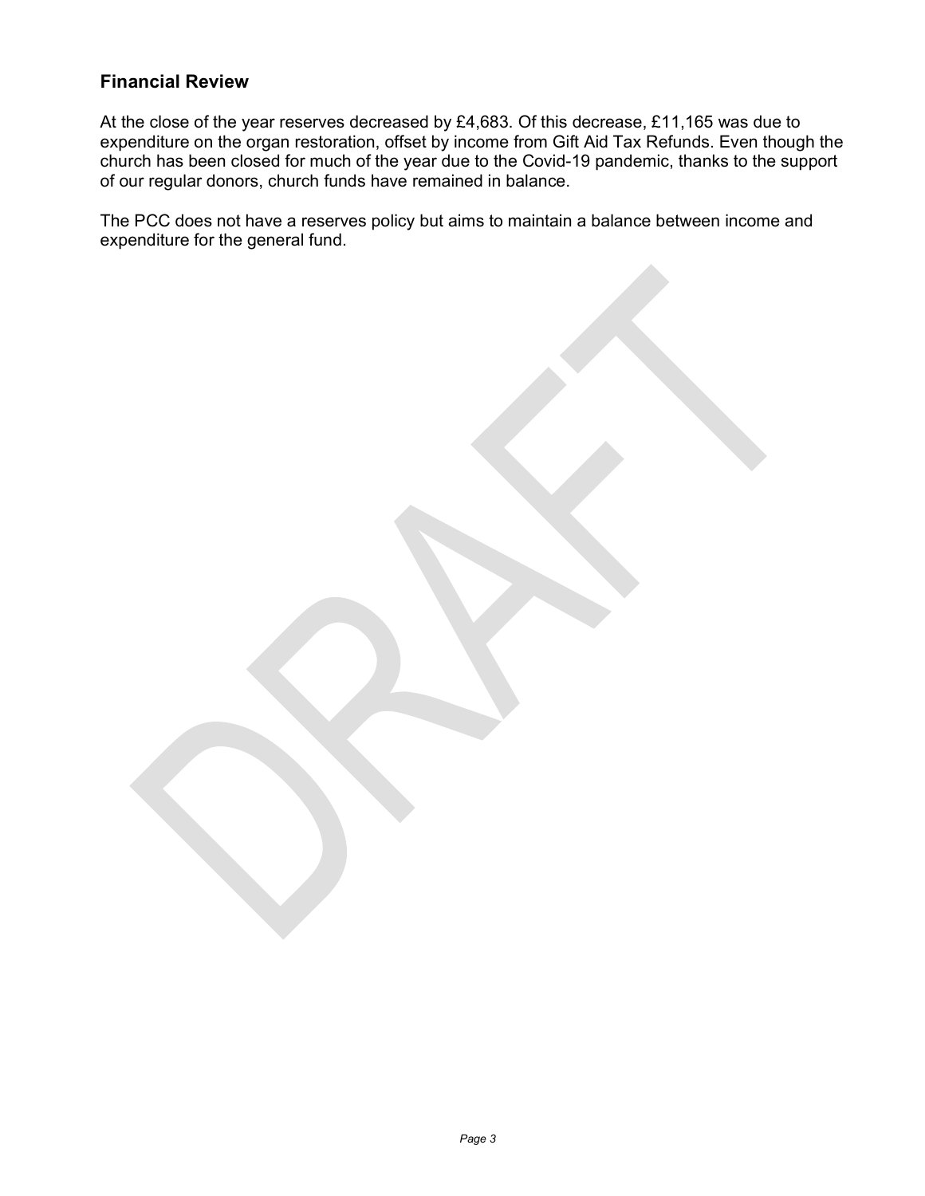## Financial Review

At the close of the year reserves decreased by £4,683. Of this decrease, £11,165 was due to expenditure on the organ restoration, offset by income from Gift Aid Tax Refunds. Even though the church has been closed for much of the year due to the Covid-19 pandemic, thanks to the support of our regular donors, church funds have remained in balance.

The PCC does not have a reserves policy but aims to maintain a balance between income and expenditure for the general fund.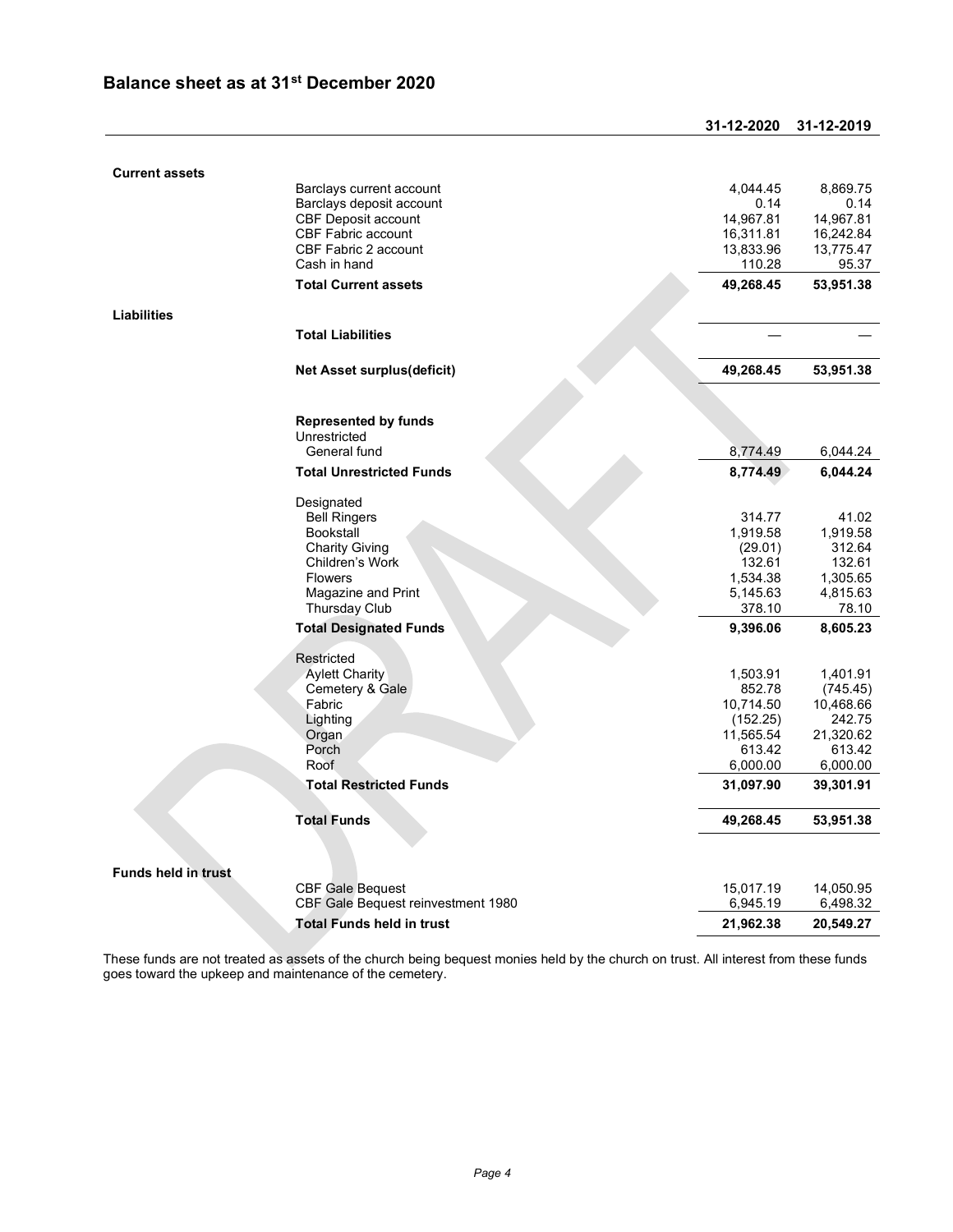## Balance sheet as at 31st December 2020

| | | 31-12-2020 | 31-12-2019 |
|---|---|---|---|
| **Current assets** | | | |
| | Barclays current account | 4,044.45 | 8,869.75 |
| | Barclays deposit account | 0.14 | 0.14 |
| | CBF Deposit account | 14,967.81 | 14,967.81 |
| | CBF Fabric account | 16,311.81 | 16,242.84 |
| | CBF Fabric 2 account | 13,833.96 | 13,775.47 |
| | Cash in hand | 110.28 | 95.37 |
| | **Total Current assets** | **49,268.45** | **53,951.38** |
| **Liabilities** | | | |
| | **Total Liabilities** | — | — |
| | **Net Asset surplus(deficit)** | **49,268.45** | **53,951.38** |
| | **Represented by funds** | | |
| | Unrestricted | | |
| | General fund | 8,774.49 | 6,044.24 |
| | **Total Unrestricted Funds** | **8,774.49** | **6,044.24** |
| | Designated | | |
| | Bell Ringers | 314.77 | 41.02 |
| | Bookstall | 1,919.58 | 1,919.58 |
| | Charity Giving | (29.01) | 312.64 |
| | Children's Work | 132.61 | 132.61 |
| | Flowers | 1,534.38 | 1,305.65 |
| | Magazine and Print | 5,145.63 | 4,815.63 |
| | Thursday Club | 378.10 | 78.10 |
| | **Total Designated Funds** | **9,396.06** | **8,605.23** |
| | Restricted | | |
| | Aylett Charity | 1,503.91 | 1,401.91 |
| | Cemetery & Gale | 852.78 | (745.45) |
| | Fabric | 10,714.50 | 10,468.66 |
| | Lighting | (152.25) | 242.75 |
| | Organ | 11,565.54 | 21,320.62 |
| | Porch | 613.42 | 613.42 |
| | Roof | 6,000.00 | 6,000.00 |
| | **Total Restricted Funds** | **31,097.90** | **39,301.91** |
| | **Total Funds** | **49,268.45** | **53,951.38** |
| **Funds held in trust** | | | |
| | CBF Gale Bequest | 15,017.19 | 14,050.95 |
| | CBF Gale Bequest reinvestment 1980 | 6,945.19 | 6,498.32 |
| | **Total Funds held in trust** | **21,962.38** | **20,549.27** |

These funds are not treated as assets of the church being bequest monies held by the church on trust. All interest from these funds goes toward the upkeep and maintenance of the cemetery.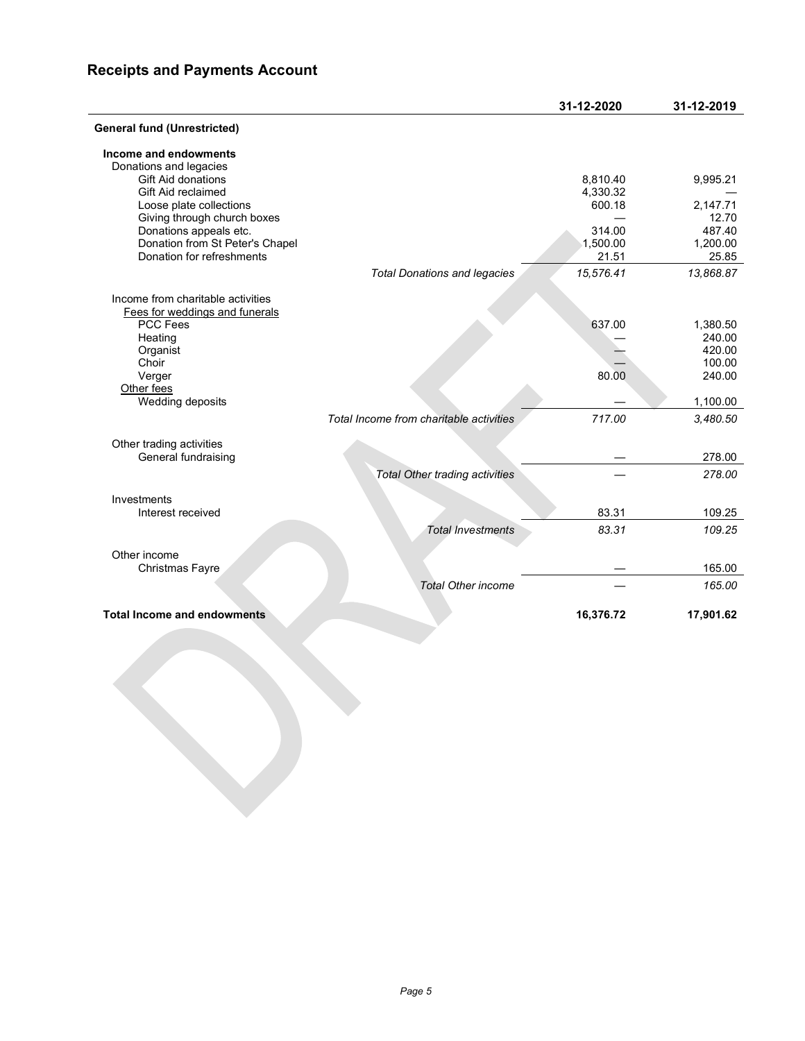## Receipts and Payments Account

| | 31-12-2020 | 31-12-2019 |
|---|---|---|
| **General fund (Unrestricted)** | | |
| **Income and endowments** | | |
| Donations and legacies | | |
| Gift Aid donations | 8,810.40 | 9,995.21 |
| Gift Aid reclaimed | 4,330.32 | — |
| Loose plate collections | 600.18 | 2,147.71 |
| Giving through church boxes | — | 12.70 |
| Donations appeals etc. | 314.00 | 487.40 |
| Donation from St Peter's Chapel | 1,500.00 | 1,200.00 |
| Donation for refreshments | 21.51 | 25.85 |
| *Total Donations and legacies* | *15,576.41* | *13,868.87* |
| Income from charitable activities | | |
| Fees for weddings and funerals | | |
| PCC Fees | 637.00 | 1,380.50 |
| Heating | — | 240.00 |
| Organist | — | 420.00 |
| Choir | — | 100.00 |
| Verger | 80.00 | 240.00 |
| Other fees | | |
| Wedding deposits | — | 1,100.00 |
| *Total Income from charitable activities* | *717.00* | *3,480.50* |
| Other trading activities | | |
| General fundraising | — | 278.00 |
| *Total Other trading activities* | — | *278.00* |
| Investments | | |
| Interest received | 83.31 | 109.25 |
| *Total Investments* | *83.31* | *109.25* |
| Other income | | |
| Christmas Fayre | — | 165.00 |
| *Total Other income* | — | *165.00* |
| **Total Income and endowments** | **16,376.72** | **17,901.62** |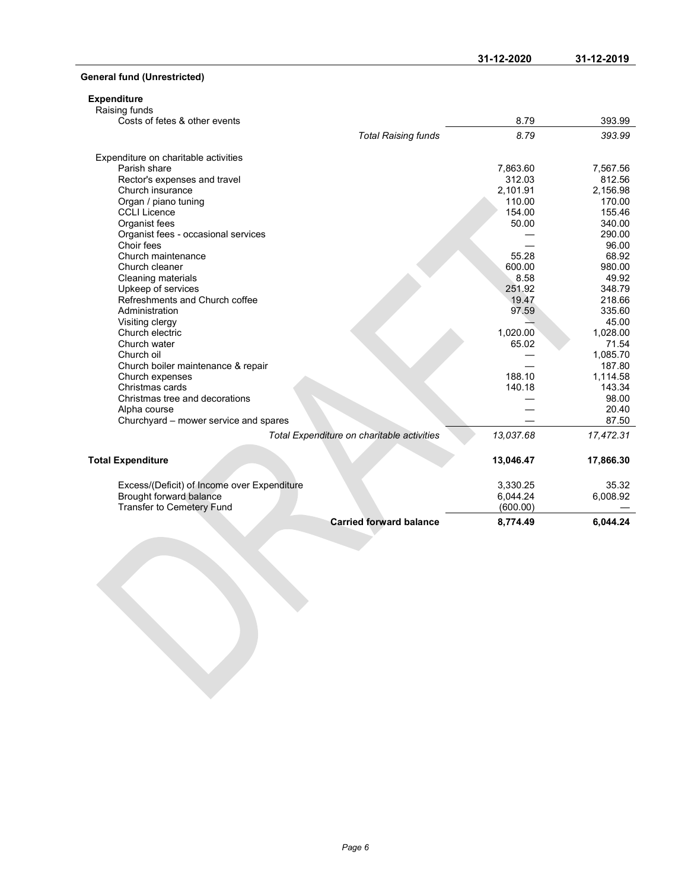| | 31-12-2020 | 31-12-2019 |
|---|---|---|
| **General fund (Unrestricted)** | | |
| **Expenditure** | | |
| Raising funds | | |
| Costs of fetes & other events | 8.79 | 393.99 |
| *Total Raising funds* | *8.79* | *393.99* |
| Expenditure on charitable activities | | |
| Parish share | 7,863.60 | 7,567.56 |
| Rector's expenses and travel | 312.03 | 812.56 |
| Church insurance | 2,101.91 | 2,156.98 |
| Organ / piano tuning | 110.00 | 170.00 |
| CCLI Licence | 154.00 | 155.46 |
| Organist fees | 50.00 | 340.00 |
| Organist fees - occasional services | — | 290.00 |
| Choir fees | — | 96.00 |
| Church maintenance | 55.28 | 68.92 |
| Church cleaner | 600.00 | 980.00 |
| Cleaning materials | 8.58 | 49.92 |
| Upkeep of services | 251.92 | 348.79 |
| Refreshments and Church coffee | 19.47 | 218.66 |
| Administration | 97.59 | 335.60 |
| Visiting clergy | — | 45.00 |
| Church electric | 1,020.00 | 1,028.00 |
| Church water | 65.02 | 71.54 |
| Church oil | — | 1,085.70 |
| Church boiler maintenance & repair | — | 187.80 |
| Church expenses | 188.10 | 1,114.58 |
| Christmas cards | 140.18 | 143.34 |
| Christmas tree and decorations | — | 98.00 |
| Alpha course | — | 20.40 |
| Churchyard – mower service and spares | — | 87.50 |
| *Total Expenditure on charitable activities* | *13,037.68* | *17,472.31* |
| **Total Expenditure** | **13,046.47** | **17,866.30** |
| Excess/(Deficit) of Income over Expenditure | 3,330.25 | 35.32 |
| Brought forward balance | 6,044.24 | 6,008.92 |
| Transfer to Cemetery Fund | (600.00) | — |
| **Carried forward balance** | **8,774.49** | **6,044.24** |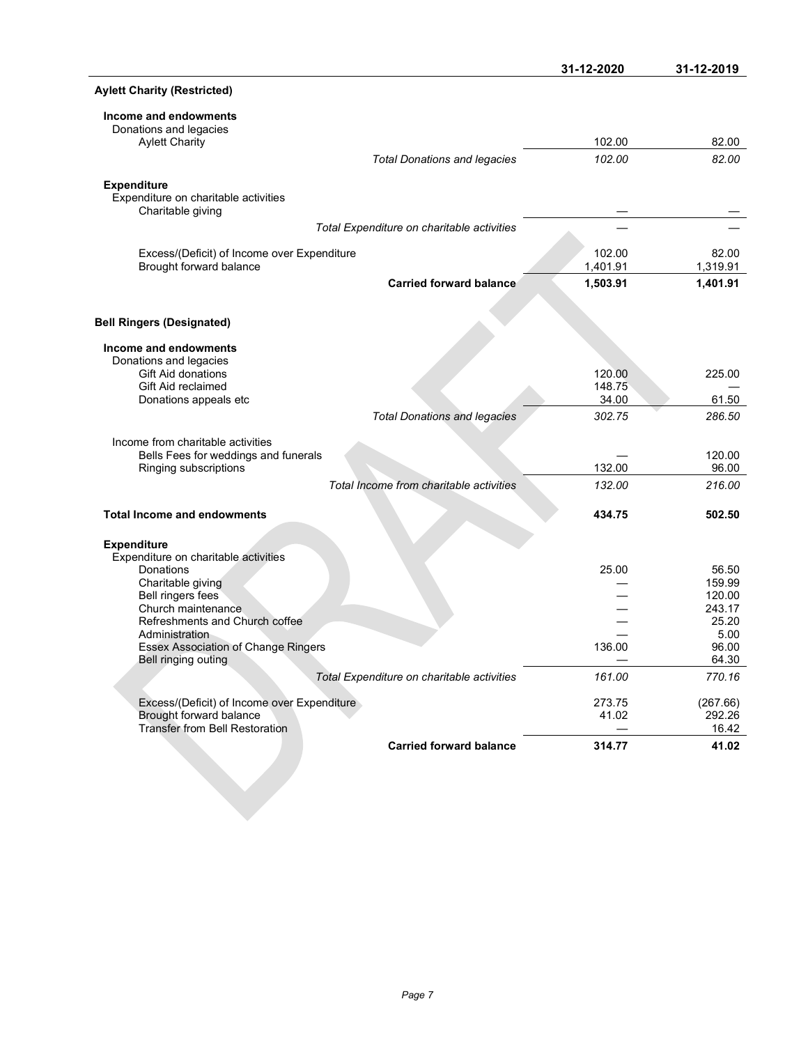| | 31-12-2020 | 31-12-2019 |
|---|---|---|
| **Aylett Charity (Restricted)** | | |
| **Income and endowments** | | |
| Donations and legacies | | |
| Aylett Charity | 102.00 | 82.00 |
| *Total Donations and legacies* | *102.00* | *82.00* |
| **Expenditure** | | |
| Expenditure on charitable activities | | |
| Charitable giving | — | — |
| *Total Expenditure on charitable activities* | — | — |
| Excess/(Deficit) of Income over Expenditure | 102.00 | 82.00 |
| Brought forward balance | 1,401.91 | 1,319.91 |
| **Carried forward balance** | **1,503.91** | **1,401.91** |

| | 31-12-2020 | 31-12-2019 |
|---|---|---|
| **Bell Ringers (Designated)** | | |
| **Income and endowments** | | |
| Donations and legacies | | |
| Gift Aid donations | 120.00 | 225.00 |
| Gift Aid reclaimed | 148.75 | — |
| Donations appeals etc | 34.00 | 61.50 |
| *Total Donations and legacies* | *302.75* | *286.50* |
| Income from charitable activities | | |
| Bells Fees for weddings and funerals | — | 120.00 |
| Ringing subscriptions | 132.00 | 96.00 |
| *Total Income from charitable activities* | *132.00* | *216.00* |
| **Total Income and endowments** | **434.75** | **502.50** |
| **Expenditure** | | |
| Expenditure on charitable activities | | |
| Donations | 25.00 | 56.50 |
| Charitable giving | — | 159.99 |
| Bell ringers fees | — | 120.00 |
| Church maintenance | — | 243.17 |
| Refreshments and Church coffee | — | 25.20 |
| Administration | — | 5.00 |
| Essex Association of Change Ringers | 136.00 | 96.00 |
| Bell ringing outing | — | 64.30 |
| *Total Expenditure on charitable activities* | *161.00* | *770.16* |
| Excess/(Deficit) of Income over Expenditure | 273.75 | (267.66) |
| Brought forward balance | 41.02 | 292.26 |
| Transfer from Bell Restoration | — | 16.42 |
| **Carried forward balance** | **314.77** | **41.02** |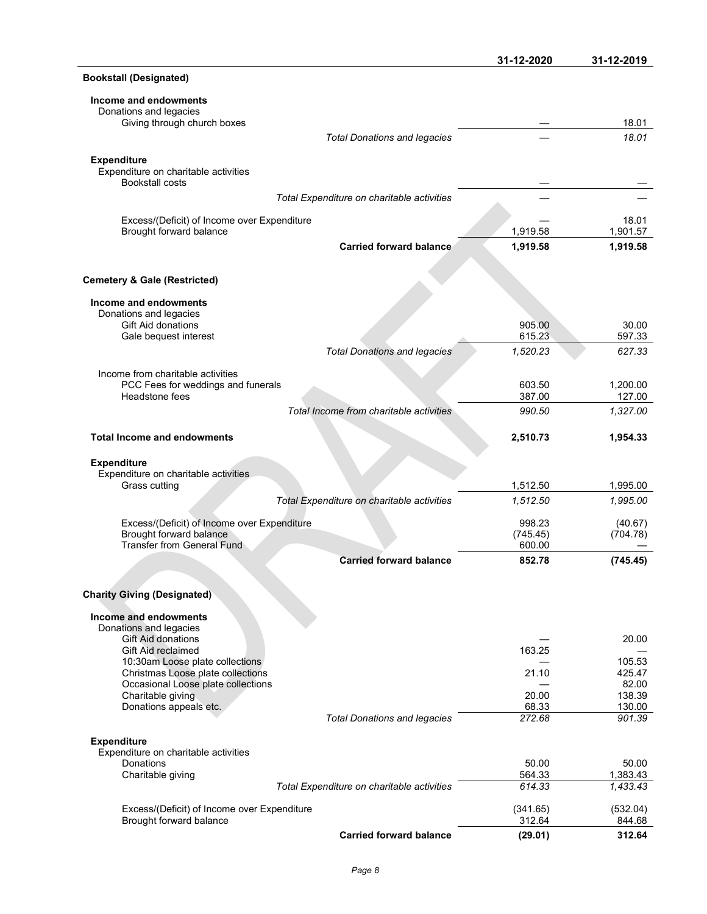| | 31-12-2020 | 31-12-2019 |
|---|---|---|
| **Bookstall (Designated)** | | |
| **Income and endowments** | | |
| Donations and legacies | | |
| Giving through church boxes | — | 18.01 |
| *Total Donations and legacies* | — | *18.01* |
| **Expenditure** | | |
| Expenditure on charitable activities | | |
| Bookstall costs | — | — |
| *Total Expenditure on charitable activities* | — | — |
| Excess/(Deficit) of Income over Expenditure | — | 18.01 |
| Brought forward balance | 1,919.58 | 1,901.57 |
| **Carried forward balance** | **1,919.58** | **1,919.58** |
| **Cemetery & Gale (Restricted)** | | |
| **Income and endowments** | | |
| Donations and legacies | | |
| Gift Aid donations | 905.00 | 30.00 |
| Gale bequest interest | 615.23 | 597.33 |
| *Total Donations and legacies* | *1,520.23* | *627.33* |
| Income from charitable activities | | |
| PCC Fees for weddings and funerals | 603.50 | 1,200.00 |
| Headstone fees | 387.00 | 127.00 |
| *Total Income from charitable activities* | *990.50* | *1,327.00* |
| **Total Income and endowments** | **2,510.73** | **1,954.33** |
| **Expenditure** | | |
| Expenditure on charitable activities | | |
| Grass cutting | 1,512.50 | 1,995.00 |
| *Total Expenditure on charitable activities* | *1,512.50* | *1,995.00* |
| Excess/(Deficit) of Income over Expenditure | 998.23 | (40.67) |
| Brought forward balance | (745.45) | (704.78) |
| Transfer from General Fund | 600.00 | — |
| **Carried forward balance** | **852.78** | **(745.45)** |
| **Charity Giving (Designated)** | | |
| **Income and endowments** | | |
| Donations and legacies | | |
| Gift Aid donations | — | 20.00 |
| Gift Aid reclaimed | 163.25 | — |
| 10:30am Loose plate collections | — | 105.53 |
| Christmas Loose plate collections | 21.10 | 425.47 |
| Occasional Loose plate collections | — | 82.00 |
| Charitable giving | 20.00 | 138.39 |
| Donations appeals etc. | 68.33 | 130.00 |
| *Total Donations and legacies* | *272.68* | *901.39* |
| **Expenditure** | | |
| Expenditure on charitable activities | | |
| Donations | 50.00 | 50.00 |
| Charitable giving | 564.33 | 1,383.43 |
| *Total Expenditure on charitable activities* | *614.33* | *1,433.43* |
| Excess/(Deficit) of Income over Expenditure | (341.65) | (532.04) |
| Brought forward balance | 312.64 | 844.68 |
| **Carried forward balance** | **(29.01)** | **312.64** |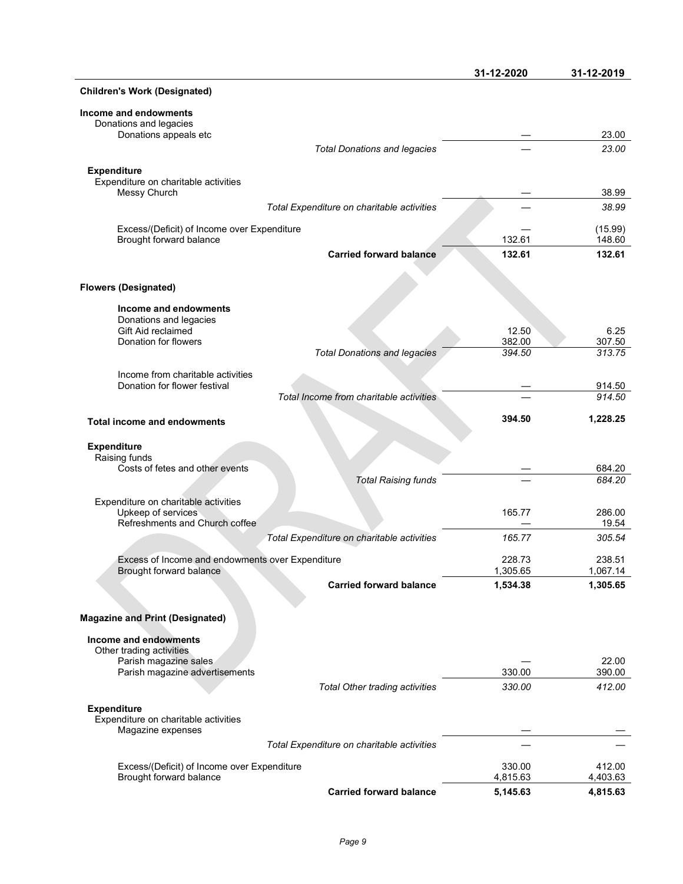| | 31-12-2020 | 31-12-2019 |
|---|---|---|
| **Children's Work (Designated)** | | |
| **Income and endowments** | | |
| Donations and legacies | | |
| Donations appeals etc | — | 23.00 |
| *Total Donations and legacies* | *—* | *23.00* |
| **Expenditure** | | |
| Expenditure on charitable activities | | |
| Messy Church | — | 38.99 |
| *Total Expenditure on charitable activities* | *—* | *38.99* |
| Excess/(Deficit) of Income over Expenditure | — | (15.99) |
| Brought forward balance | 132.61 | 148.60 |
| **Carried forward balance** | **132.61** | **132.61** |
| **Flowers (Designated)** | | |
| **Income and endowments** | | |
| Donations and legacies | | |
| Gift Aid reclaimed | 12.50 | 6.25 |
| Donation for flowers | 382.00 | 307.50 |
| *Total Donations and legacies* | *394.50* | *313.75* |
| Income from charitable activities | | |
| Donation for flower festival | — | 914.50 |
| *Total Income from charitable activities* | *—* | *914.50* |
| **Total income and endowments** | **394.50** | **1,228.25** |
| **Expenditure** | | |
| Raising funds | | |
| Costs of fetes and other events | — | 684.20 |
| *Total Raising funds* | *—* | *684.20* |
| Expenditure on charitable activities | | |
| Upkeep of services | 165.77 | 286.00 |
| Refreshments and Church coffee | — | 19.54 |
| *Total Expenditure on charitable activities* | *165.77* | *305.54* |
| Excess of Income and endowments over Expenditure | 228.73 | 238.51 |
| Brought forward balance | 1,305.65 | 1,067.14 |
| **Carried forward balance** | **1,534.38** | **1,305.65** |
| **Magazine and Print (Designated)** | | |
| **Income and endowments** | | |
| Other trading activities | | |
| Parish magazine sales | — | 22.00 |
| Parish magazine advertisements | 330.00 | 390.00 |
| *Total Other trading activities* | *330.00* | *412.00* |
| **Expenditure** | | |
| Expenditure on charitable activities | | |
| Magazine expenses | — | — |
| *Total Expenditure on charitable activities* | *—* | *—* |
| Excess/(Deficit) of Income over Expenditure | 330.00 | 412.00 |
| Brought forward balance | 4,815.63 | 4,403.63 |
| **Carried forward balance** | **5,145.63** | **4,815.63** |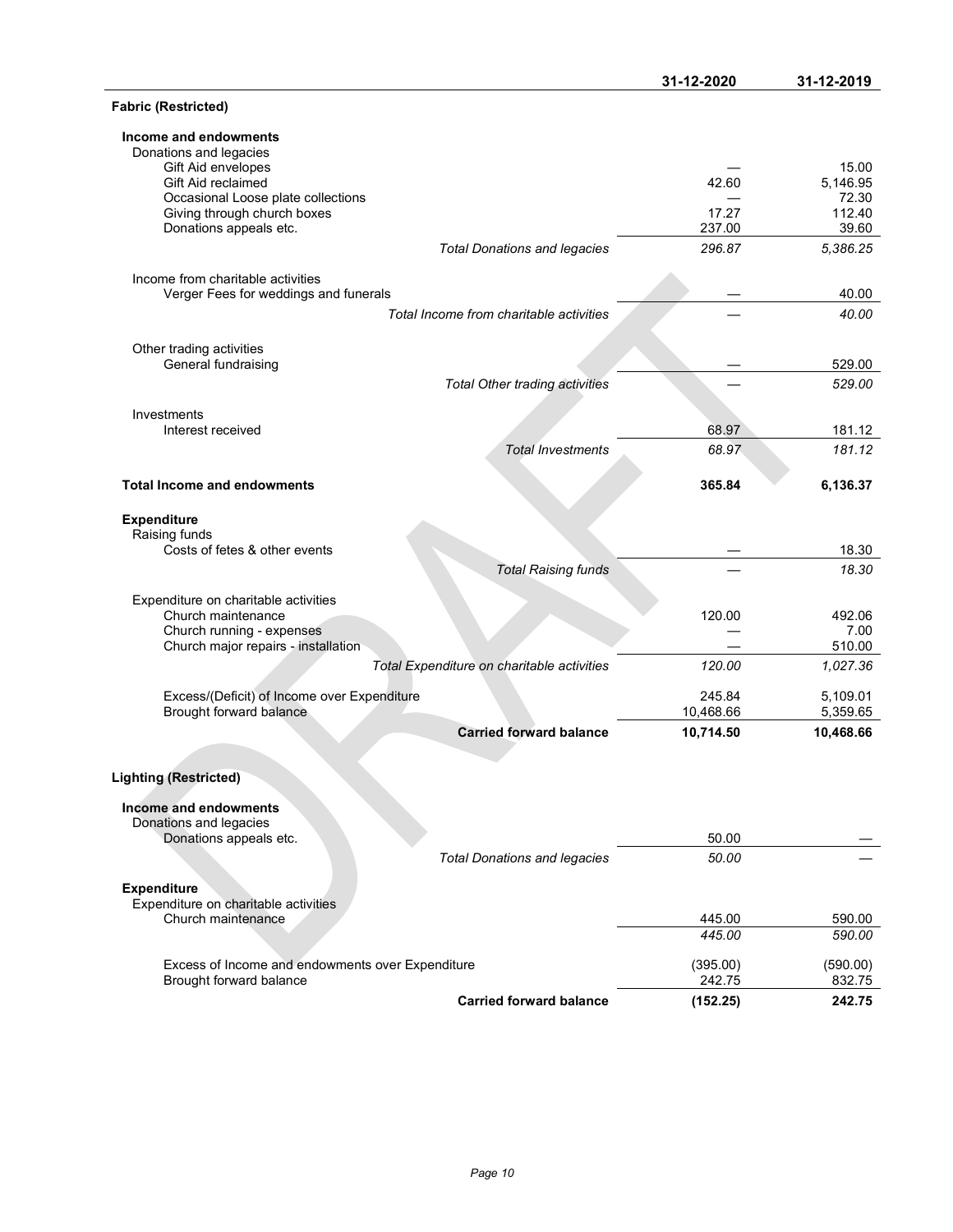| | 31-12-2020 | 31-12-2019 |
|---|---|---|
| **Fabric (Restricted)** | | |
| **Income and endowments** | | |
| Donations and legacies | | |
| Gift Aid envelopes | — | 15.00 |
| Gift Aid reclaimed | 42.60 | 5,146.95 |
| Occasional Loose plate collections | — | 72.30 |
| Giving through church boxes | 17.27 | 112.40 |
| Donations appeals etc. | 237.00 | 39.60 |
| *Total Donations and legacies* | *296.87* | *5,386.25* |
| Income from charitable activities | | |
| Verger Fees for weddings and funerals | — | 40.00 |
| *Total Income from charitable activities* | — | *40.00* |
| Other trading activities | | |
| General fundraising | — | 529.00 |
| *Total Other trading activities* | — | *529.00* |
| Investments | | |
| Interest received | 68.97 | 181.12 |
| *Total Investments* | *68.97* | *181.12* |
| **Total Income and endowments** | **365.84** | **6,136.37** |
| **Expenditure** | | |
| Raising funds | | |
| Costs of fetes & other events | — | 18.30 |
| *Total Raising funds* | — | *18.30* |
| Expenditure on charitable activities | | |
| Church maintenance | 120.00 | 492.06 |
| Church running - expenses | — | 7.00 |
| Church major repairs - installation | — | 510.00 |
| *Total Expenditure on charitable activities* | *120.00* | *1,027.36* |
| Excess/(Deficit) of Income over Expenditure | 245.84 | 5,109.01 |
| Brought forward balance | 10,468.66 | 5,359.65 |
| **Carried forward balance** | **10,714.50** | **10,468.66** |
| **Lighting (Restricted)** | | |
| **Income and endowments** | | |
| Donations and legacies | | |
| Donations appeals etc. | 50.00 | — |
| *Total Donations and legacies* | *50.00* | — |
| **Expenditure** | | |
| Expenditure on charitable activities | | |
| Church maintenance | 445.00 | 590.00 |
| | *445.00* | *590.00* |
| Excess of Income and endowments over Expenditure | (395.00) | (590.00) |
| Brought forward balance | 242.75 | 832.75 |
| **Carried forward balance** | **(152.25)** | **242.75** |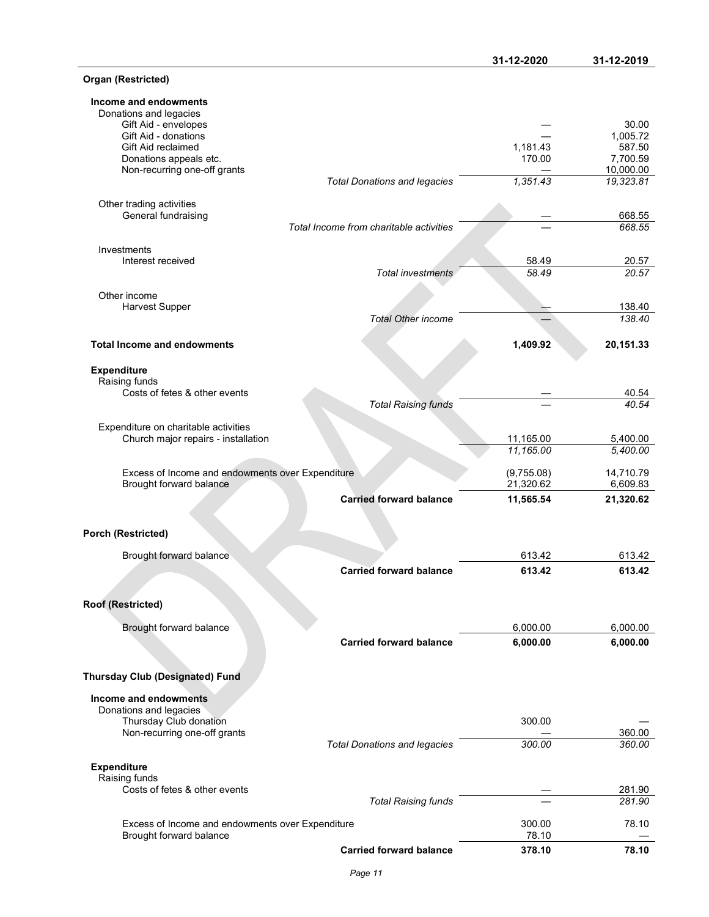| | 31-12-2020 | 31-12-2019 |
|---|---|---|
| **Organ (Restricted)** | | |
| **Income and endowments** | | |
| Donations and legacies | | |
| Gift Aid - envelopes | — | 30.00 |
| Gift Aid - donations | — | 1,005.72 |
| Gift Aid reclaimed | 1,181.43 | 587.50 |
| Donations appeals etc. | 170.00 | 7,700.59 |
| Non-recurring one-off grants | — | 10,000.00 |
| *Total Donations and legacies* | *1,351.43* | *19,323.81* |
| Other trading activities | | |
| General fundraising | — | 668.55 |
| *Total Income from charitable activities* | — | *668.55* |
| Investments | | |
| Interest received | 58.49 | 20.57 |
| *Total investments* | *58.49* | *20.57* |
| Other income | | |
| Harvest Supper | — | 138.40 |
| *Total Other income* | — | *138.40* |
| **Total Income and endowments** | **1,409.92** | **20,151.33** |
| **Expenditure** | | |
| Raising funds | | |
| Costs of fetes & other events | — | 40.54 |
| *Total Raising funds* | — | *40.54* |
| Expenditure on charitable activities | | |
| Church major repairs - installation | 11,165.00 | 5,400.00 |
| | *11,165.00* | *5,400.00* |
| Excess of Income and endowments over Expenditure | (9,755.08) | 14,710.79 |
| Brought forward balance | 21,320.62 | 6,609.83 |
| **Carried forward balance** | **11,565.54** | **21,320.62** |
| **Porch (Restricted)** | | |
| Brought forward balance | 613.42 | 613.42 |
| **Carried forward balance** | **613.42** | **613.42** |
| **Roof (Restricted)** | | |
| Brought forward balance | 6,000.00 | 6,000.00 |
| **Carried forward balance** | **6,000.00** | **6,000.00** |
| **Thursday Club (Designated) Fund** | | |
| **Income and endowments** | | |
| Donations and legacies | | |
| Thursday Club donation | 300.00 | — |
| Non-recurring one-off grants | — | 360.00 |
| *Total Donations and legacies* | *300.00* | *360.00* |
| **Expenditure** | | |
| Raising funds | | |
| Costs of fetes & other events | — | 281.90 |
| *Total Raising funds* | — | *281.90* |
| Excess of Income and endowments over Expenditure | 300.00 | 78.10 |
| Brought forward balance | 78.10 | — |
| **Carried forward balance** | **378.10** | **78.10** |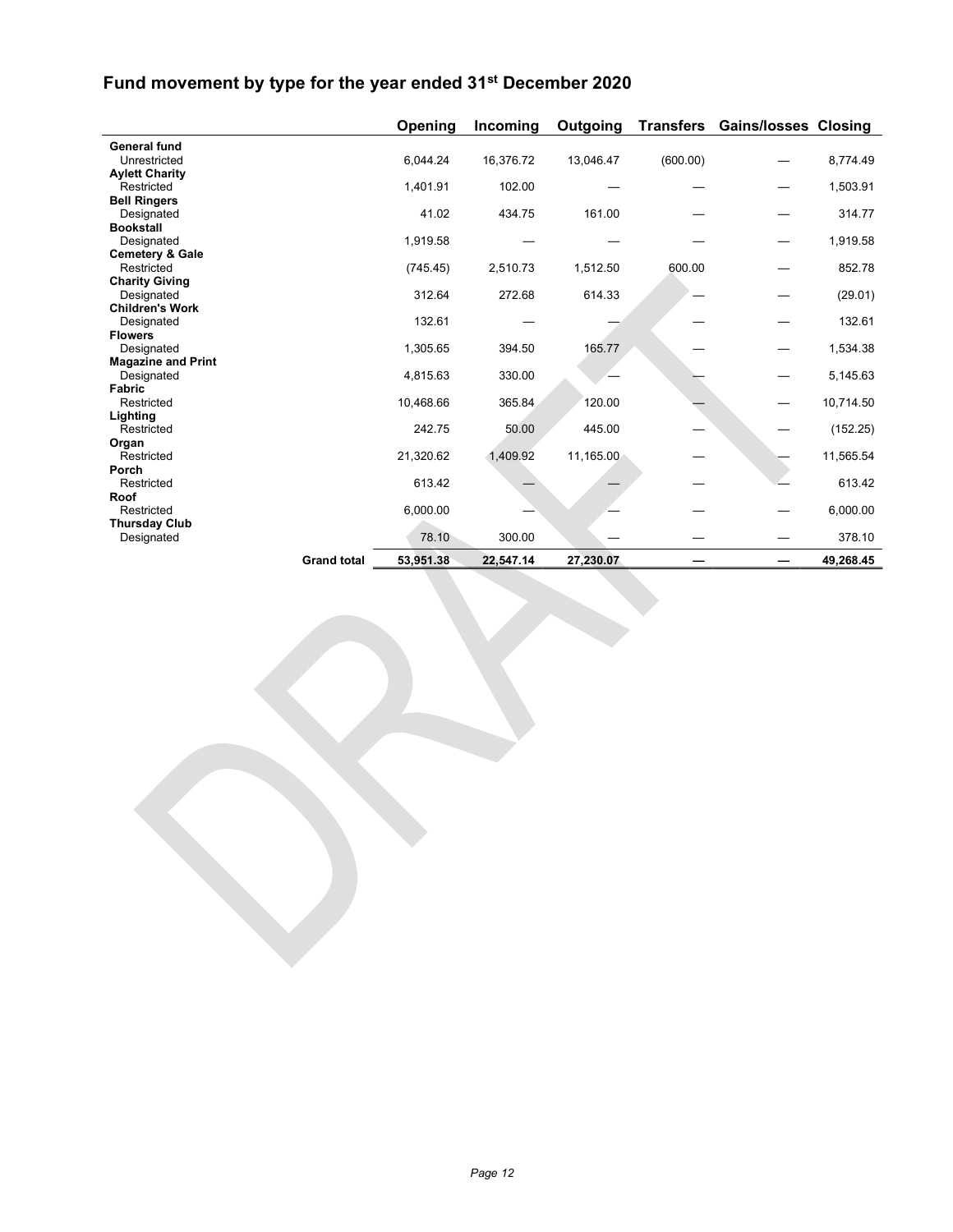## Fund movement by type for the year ended 31st December 2020

| | Opening | Incoming | Outgoing | Transfers | Gains/losses | Closing |
|---|---|---|---|---|---|---|
| **General fund** | | | | | | |
| Unrestricted | 6,044.24 | 16,376.72 | 13,046.47 | (600.00) | — | 8,774.49 |
| **Aylett Charity** | | | | | | |
| Restricted | 1,401.91 | 102.00 | — | — | — | 1,503.91 |
| **Bell Ringers** | | | | | | |
| Designated | 41.02 | 434.75 | 161.00 | — | — | 314.77 |
| **Bookstall** | | | | | | |
| Designated | 1,919.58 | — | — | — | — | 1,919.58 |
| **Cemetery & Gale** | | | | | | |
| Restricted | (745.45) | 2,510.73 | 1,512.50 | 600.00 | — | 852.78 |
| **Charity Giving** | | | | | | |
| Designated | 312.64 | 272.68 | 614.33 | — | — | (29.01) |
| **Children's Work** | | | | | | |
| Designated | 132.61 | — | — | — | — | 132.61 |
| **Flowers** | | | | | | |
| Designated | 1,305.65 | 394.50 | 165.77 | — | — | 1,534.38 |
| **Magazine and Print** | | | | | | |
| Designated | 4,815.63 | 330.00 | — | — | — | 5,145.63 |
| **Fabric** | | | | | | |
| Restricted | 10,468.66 | 365.84 | 120.00 | — | — | 10,714.50 |
| **Lighting** | | | | | | |
| Restricted | 242.75 | 50.00 | 445.00 | — | — | (152.25) |
| **Organ** | | | | | | |
| Restricted | 21,320.62 | 1,409.92 | 11,165.00 | — | — | 11,565.54 |
| **Porch** | | | | | | |
| Restricted | 613.42 | — | — | — | — | 613.42 |
| **Roof** | | | | | | |
| Restricted | 6,000.00 | — | — | — | — | 6,000.00 |
| **Thursday Club** | | | | | | |
| Designated | 78.10 | 300.00 | — | — | — | 378.10 |
| **Grand total** | **53,951.38** | **22,547.14** | **27,230.07** | **—** | **—** | **49,268.45** |